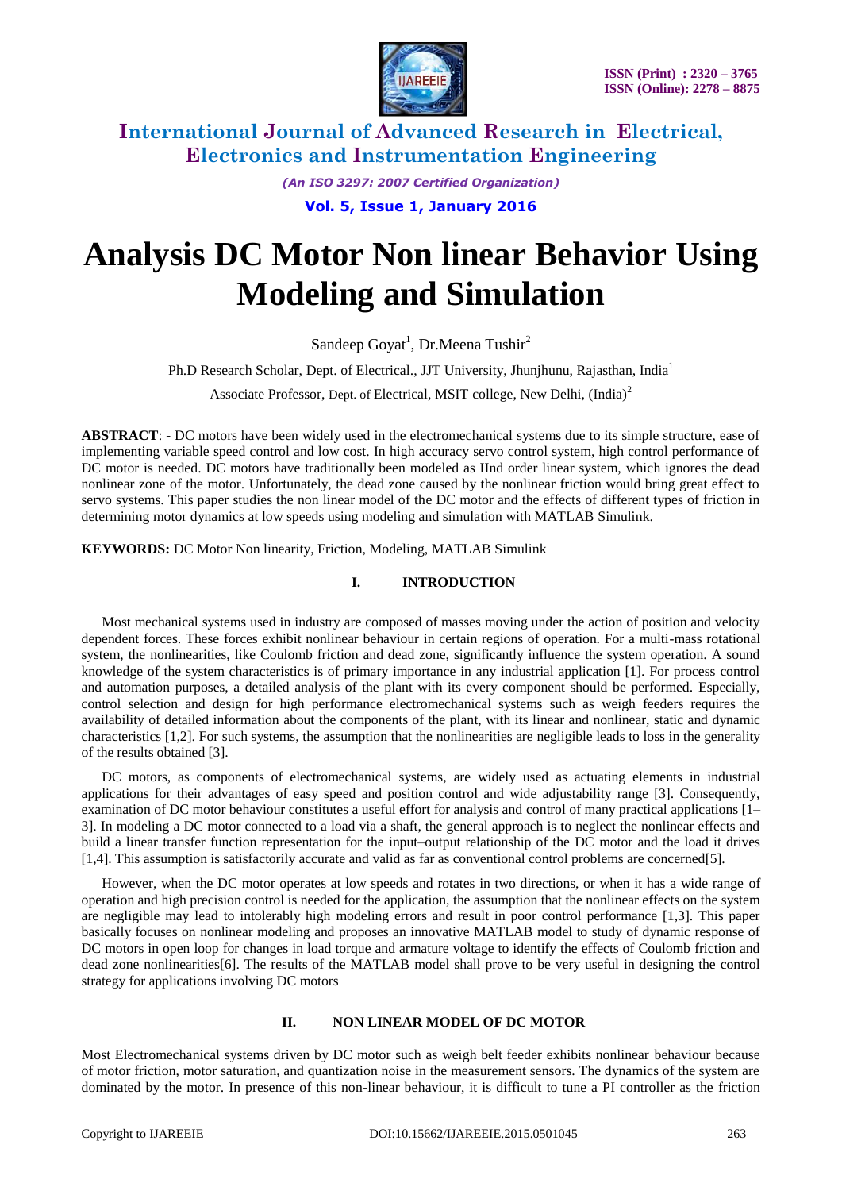# Analysis DC Motor Non linear Behavior Using Modeling and Simulation

Sandeep Goyat[1], Dr.Meena Tushir[2]

Ph.D Research Scholar, Dept. of Electrical., JJT University, Jhunjhunu, Rajasthan, India[1]

Associate Professor, Dept. of Electrical, MSIT college, New Delhi, (India)[2]

**ABSTRACT**: **-** DC motors have been widely used in the electromechanical systems due to its simple structure, ease of implementing variable speed control and low cost. In high accuracy servo control system, high control performance of DC motor is needed. DC motors have traditionally been modeled as IInd order linear system, which ignores the dead nonlinear zone of the motor. Unfortunately, the dead zone caused by the nonlinear friction would bring great effect to servo systems. This paper studies the non linear model of the DC motor and the effects of different types of friction in determining motor dynamics at low speeds using modeling and simulation with MATLAB Simulink.

**KEYWORDS:** DC Motor Non linearity, Friction, Modeling, MATLAB Simulink

## I. INTRODUCTION

Most mechanical systems used in industry are composed of masses moving under the action of position and velocity dependent forces. These forces exhibit nonlinear behaviour in certain regions of operation. For a multi-mass rotational system, the nonlinearities, like Coulomb friction and dead zone, significantly influence the system operation. A sound knowledge of the system characteristics is of primary importance in any industrial application [1]. For process control and automation purposes, a detailed analysis of the plant with its every component should be performed. Especially, control selection and design for high performance electromechanical systems such as weigh feeders requires the availability of detailed information about the components of the plant, with its linear and nonlinear, static and dynamic characteristics [1,2]. For such systems, the assumption that the nonlinearities are negligible leads to loss in the generality of the results obtained [3].

DC motors, as components of electromechanical systems, are widely used as actuating elements in industrial applications for their advantages of easy speed and position control and wide adjustability range [3]. Consequently, examination of DC motor behaviour constitutes a useful effort for analysis and control of many practical applications [1–3]. In modeling a DC motor connected to a load via a shaft, the general approach is to neglect the nonlinear effects and build a linear transfer function representation for the input–output relationship of the DC motor and the load it drives [1,4]. This assumption is satisfactorily accurate and valid as far as conventional control problems are concerned[5].

However, when the DC motor operates at low speeds and rotates in two directions, or when it has a wide range of operation and high precision control is needed for the application, the assumption that the nonlinear effects on the system are negligible may lead to intolerably high modeling errors and result in poor control performance [1,3]. This paper basically focuses on nonlinear modeling and proposes an innovative MATLAB model to study of dynamic response of DC motors in open loop for changes in load torque and armature voltage to identify the effects of Coulomb friction and dead zone nonlinearities[6]. The results of the MATLAB model shall prove to be very useful in designing the control strategy for applications involving DC motors

## II. NON LINEAR MODEL OF DC MOTOR

Most Electromechanical systems driven by DC motor such as weigh belt feeder exhibits nonlinear behaviour because of motor friction, motor saturation, and quantization noise in the measurement sensors. The dynamics of the system are dominated by the motor. In presence of this non-linear behaviour, it is difficult to tune a PI controller as the friction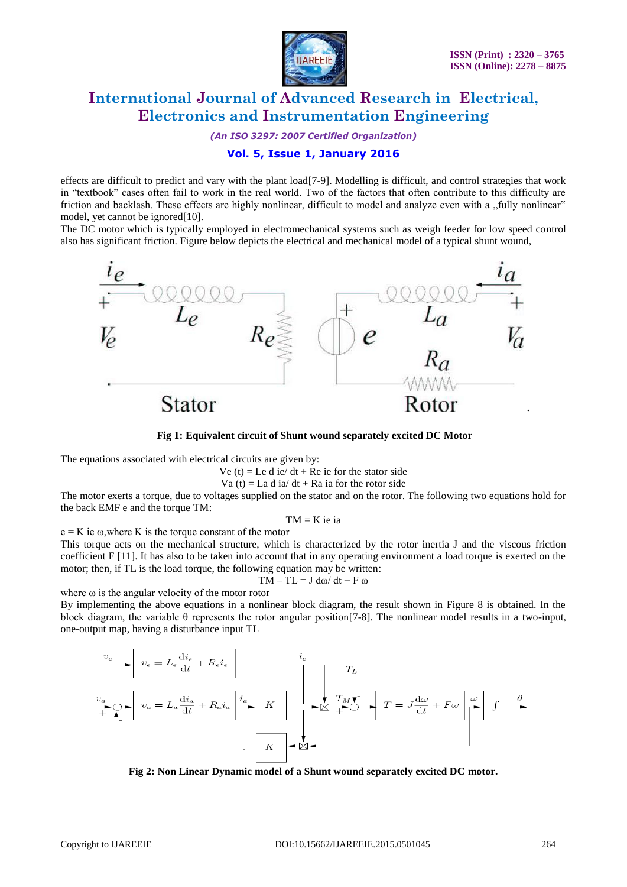effects are difficult to predict and vary with the plant load[7-9]. Modelling is difficult, and control strategies that work in "textbook" cases often fail to work in the real world. Two of the factors that often contribute to this difficulty are friction and backlash. These effects are highly nonlinear, difficult to model and analyze even with a „fully nonlinear" model, yet cannot be ignored[10].

The DC motor which is typically employed in electromechanical systems such as weigh feeder for low speed control also has significant friction. Figure below depicts the electrical and mechanical model of a typical shunt wound,

**Fig 1: Equivalent circuit of Shunt wound separately excited DC Motor**

The equations associated with electrical circuits are given by:

$$V_e(t) = L_e \, di_e/dt + R_e i_e \text{ for the stator side}$$

$$V_a(t) = L_a \, di_a/dt + R_a i_a \text{ for the rotor side}$$

The motor exerts a torque, due to voltages supplied on the stator and on the rotor. The following two equations hold for the back EMF e and the torque TM:

$$T_M = K i_e i_a$$

$e = K i_e \omega$, where K is the torque constant of the motor

This torque acts on the mechanical structure, which is characterized by the rotor inertia J and the viscous friction coefficient F [11]. It has also to be taken into account that in any operating environment a load torque is exerted on the motor; then, if TL is the load torque, the following equation may be written:

$$T_M - T_L = J \, d\omega/dt + F\omega$$

where $\omega$ is the angular velocity of the motor rotor

By implementing the above equations in a nonlinear block diagram, the result shown in Figure 8 is obtained. In the block diagram, the variable $\theta$ represents the rotor angular position[7-8]. The nonlinear model results in a two-input, one-output map, having a disturbance input TL

**Fig 2: Non Linear Dynamic model of a Shunt wound separately excited DC motor.**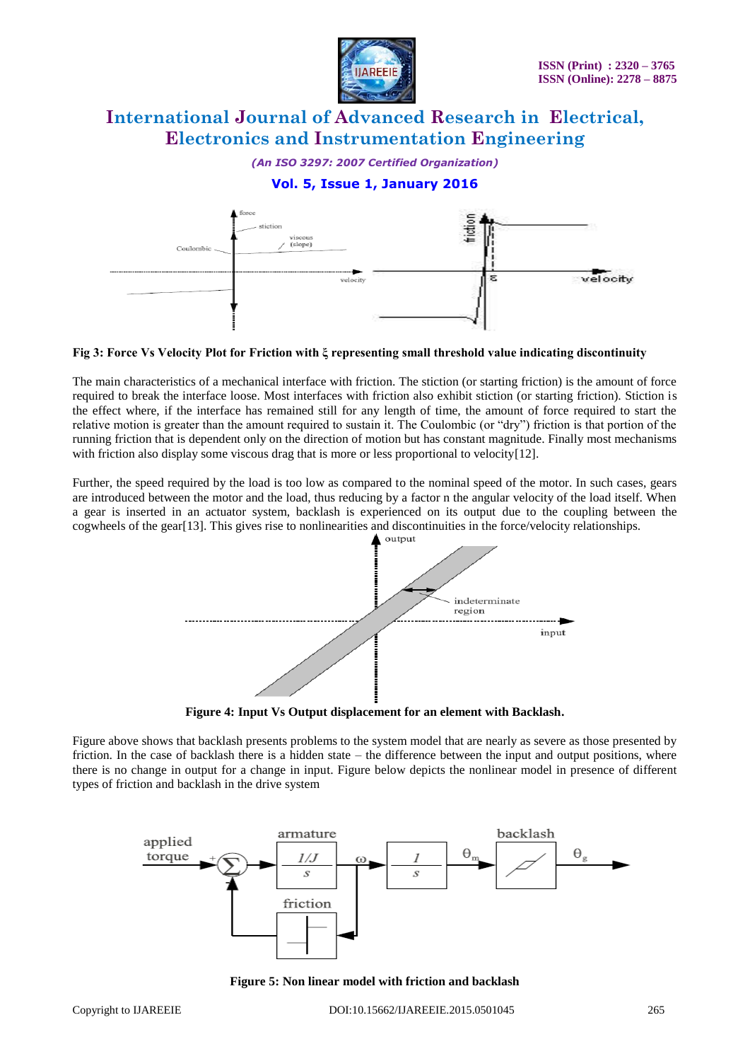**Fig 3: Force Vs Velocity Plot for Friction with ξ representing small threshold value indicating discontinuity**

The main characteristics of a mechanical interface with friction. The stiction (or starting friction) is the amount of force required to break the interface loose. Most interfaces with friction also exhibit stiction (or starting friction). Stiction is the effect where, if the interface has remained still for any length of time, the amount of force required to start the relative motion is greater than the amount required to sustain it. The Coulombic (or "dry") friction is that portion of the running friction that is dependent only on the direction of motion but has constant magnitude. Finally most mechanisms with friction also display some viscous drag that is more or less proportional to velocity[12].

Further, the speed required by the load is too low as compared to the nominal speed of the motor. In such cases, gears are introduced between the motor and the load, thus reducing by a factor n the angular velocity of the load itself. When a gear is inserted in an actuator system, backlash is experienced on its output due to the coupling between the cogwheels of the gear[13]. This gives rise to nonlinearities and discontinuities in the force/velocity relationships.

**Figure 4: Input Vs Output displacement for an element with Backlash.**

Figure above shows that backlash presents problems to the system model that are nearly as severe as those presented by friction. In the case of backlash there is a hidden state – the difference between the input and output positions, where there is no change in output for a change in input. Figure below depicts the nonlinear model in presence of different types of friction and backlash in the drive system

**Figure 5: Non linear model with friction and backlash**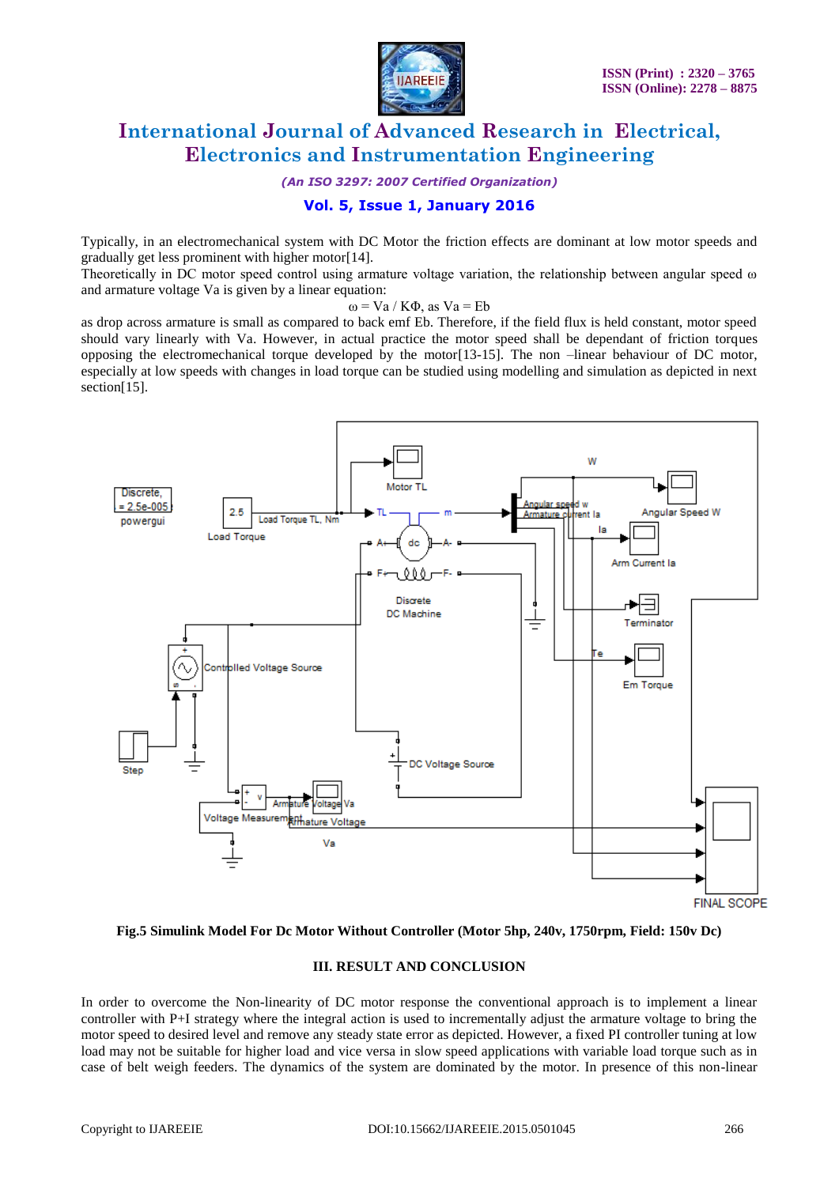Typically, in an electromechanical system with DC Motor the friction effects are dominant at low motor speeds and gradually get less prominent with higher motor[14].

Theoretically in DC motor speed control using armature voltage variation, the relationship between angular speed ω and armature voltage Va is given by a linear equation:

$$\omega = Va / K\Phi, \text{ as } Va = Eb$$

as drop across armature is small as compared to back emf Eb. Therefore, if the field flux is held constant, motor speed should vary linearly with Va. However, in actual practice the motor speed shall be dependant of friction torques opposing the electromechanical torque developed by the motor[13-15]. The non –linear behaviour of DC motor, especially at low speeds with changes in load torque can be studied using modelling and simulation as depicted in next section[15].

**Fig.5 Simulink Model For Dc Motor Without Controller (Motor 5hp, 240v, 1750rpm, Field: 150v Dc)**

## III. RESULT AND CONCLUSION

In order to overcome the Non-linearity of DC motor response the conventional approach is to implement a linear controller with P+I strategy where the integral action is used to incrementally adjust the armature voltage to bring the motor speed to desired level and remove any steady state error as depicted. However, a fixed PI controller tuning at low load may not be suitable for higher load and vice versa in slow speed applications with variable load torque such as in case of belt weigh feeders. The dynamics of the system are dominated by the motor. In presence of this non-linear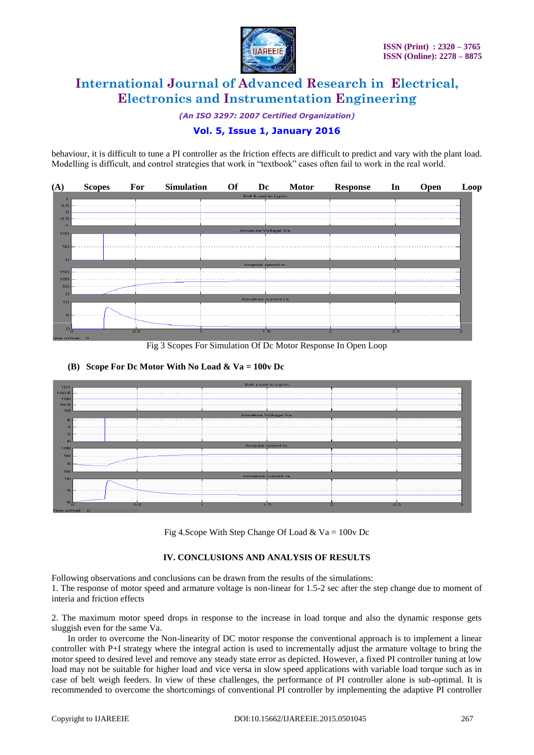behaviour, it is difficult to tune a PI controller as the friction effects are difficult to predict and vary with the plant load. Modelling is difficult, and control strategies that work in "textbook" cases often fail to work in the real world.

**(A) Scopes For Simulation Of Dc Motor Response In Open Loop**

Fig 3 Scopes For Simulation Of Dc Motor Response In Open Loop

**(B) Scope For Dc Motor With No Load & Va = 100v Dc**

Fig 4.Scope With Step Change Of Load & Va = 100v Dc

## IV. CONCLUSIONS AND ANALYSIS OF RESULTS

Following observations and conclusions can be drawn from the results of the simulations:

1. The response of motor speed and armature voltage is non-linear for 1.5-2 sec after the step change due to moment of interia and friction effects

2. The maximum motor speed drops in response to the increase in load torque and also the dynamic response gets sluggish even for the same Va.

In order to overcome the Non-linearity of DC motor response the conventional approach is to implement a linear controller with P+I strategy where the integral action is used to incrementally adjust the armature voltage to bring the motor speed to desired level and remove any steady state error as depicted. However, a fixed PI controller tuning at low load may not be suitable for higher load and vice versa in slow speed applications with variable load torque such as in case of belt weigh feeders. In view of these challenges, the performance of PI controller alone is sub-optimal. It is recommended to overcome the shortcomings of conventional PI controller by implementing the adaptive PI controller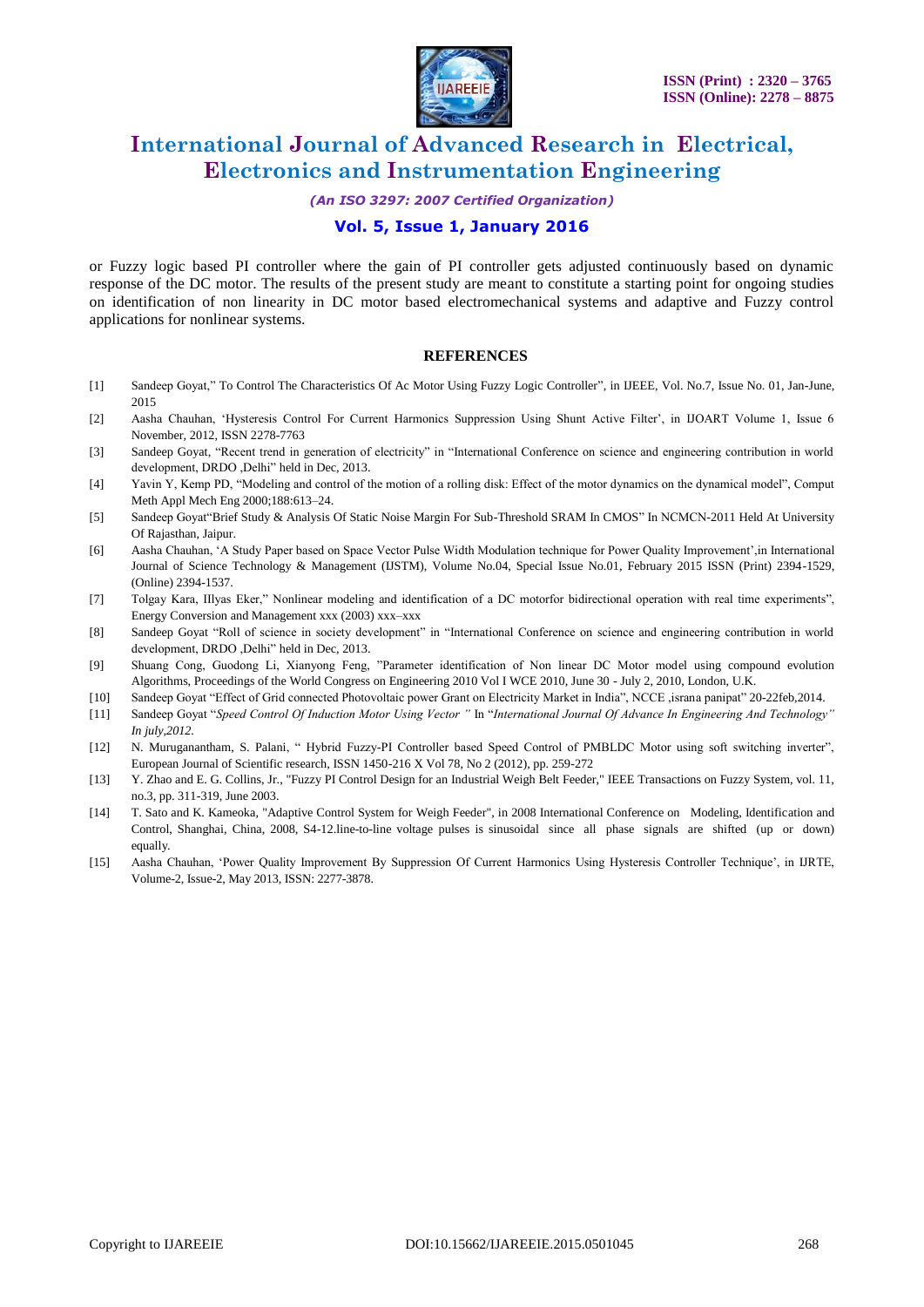or Fuzzy logic based PI controller where the gain of PI controller gets adjusted continuously based on dynamic response of the DC motor. The results of the present study are meant to constitute a starting point for ongoing studies on identification of non linearity in DC motor based electromechanical systems and adaptive and Fuzzy control applications for nonlinear systems.

## REFERENCES

[1] Sandeep Goyat," To Control The Characteristics Of Ac Motor Using Fuzzy Logic Controller", in IJEEE, Vol. No.7, Issue No. 01, Jan-June, 2015

[2] Aasha Chauhan, 'Hysteresis Control For Current Harmonics Suppression Using Shunt Active Filter', in IJOART Volume 1, Issue 6 November, 2012, ISSN 2278-7763

[3] Sandeep Goyat, "Recent trend in generation of electricity" in "International Conference on science and engineering contribution in world development, DRDO ,Delhi" held in Dec, 2013.

[4] Yavin Y, Kemp PD, "Modeling and control of the motion of a rolling disk: Effect of the motor dynamics on the dynamical model", Comput Meth Appl Mech Eng 2000;188:613–24.

[5] Sandeep Goyat"Brief Study & Analysis Of Static Noise Margin For Sub-Threshold SRAM In CMOS" In NCMCN-2011 Held At University Of Rajasthan, Jaipur.

[6] Aasha Chauhan, 'A Study Paper based on Space Vector Pulse Width Modulation technique for Power Quality Improvement',in International Journal of Science Technology & Management (IJSTM), Volume No.04, Special Issue No.01, February 2015 ISSN (Print) 2394-1529, (Online) 2394-1537.

[7] Tolgay Kara, Illyas Eker," Nonlinear modeling and identification of a DC motorfor bidirectional operation with real time experiments", Energy Conversion and Management xxx (2003) xxx–xxx

[8] Sandeep Goyat "Roll of science in society development" in "International Conference on science and engineering contribution in world development, DRDO ,Delhi" held in Dec, 2013.

[9] Shuang Cong, Guodong Li, Xianyong Feng, "Parameter identification of Non linear DC Motor model using compound evolution Algorithms, Proceedings of the World Congress on Engineering 2010 Vol I WCE 2010, June 30 - July 2, 2010, London, U.K.

[10] Sandeep Goyat "Effect of Grid connected Photovoltaic power Grant on Electricity Market in India", NCCE ,israna panipat" 20-22feb,2014.

[11] Sandeep Goyat "*Speed Control Of Induction Motor Using Vector* " In "*International Journal Of Advance In Engineering And Technology" In july,2012.*

[12] N. Muruganantham, S. Palani, " Hybrid Fuzzy-PI Controller based Speed Control of PMBLDC Motor using soft switching inverter", European Journal of Scientific research, ISSN 1450-216 X Vol 78, No 2 (2012), pp. 259-272

[13] Y. Zhao and E. G. Collins, Jr., "Fuzzy PI Control Design for an Industrial Weigh Belt Feeder," IEEE Transactions on Fuzzy System, vol. 11, no.3, pp. 311-319, June 2003.

[14] T. Sato and K. Kameoka, "Adaptive Control System for Weigh Feeder", in 2008 International Conference on Modeling, Identification and Control, Shanghai, China, 2008, S4-12.line-to-line voltage pulses is sinusoidal since all phase signals are shifted (up or down) equally.

[15] Aasha Chauhan, 'Power Quality Improvement By Suppression Of Current Harmonics Using Hysteresis Controller Technique', in IJRTE, Volume-2, Issue-2, May 2013, ISSN: 2277-3878.